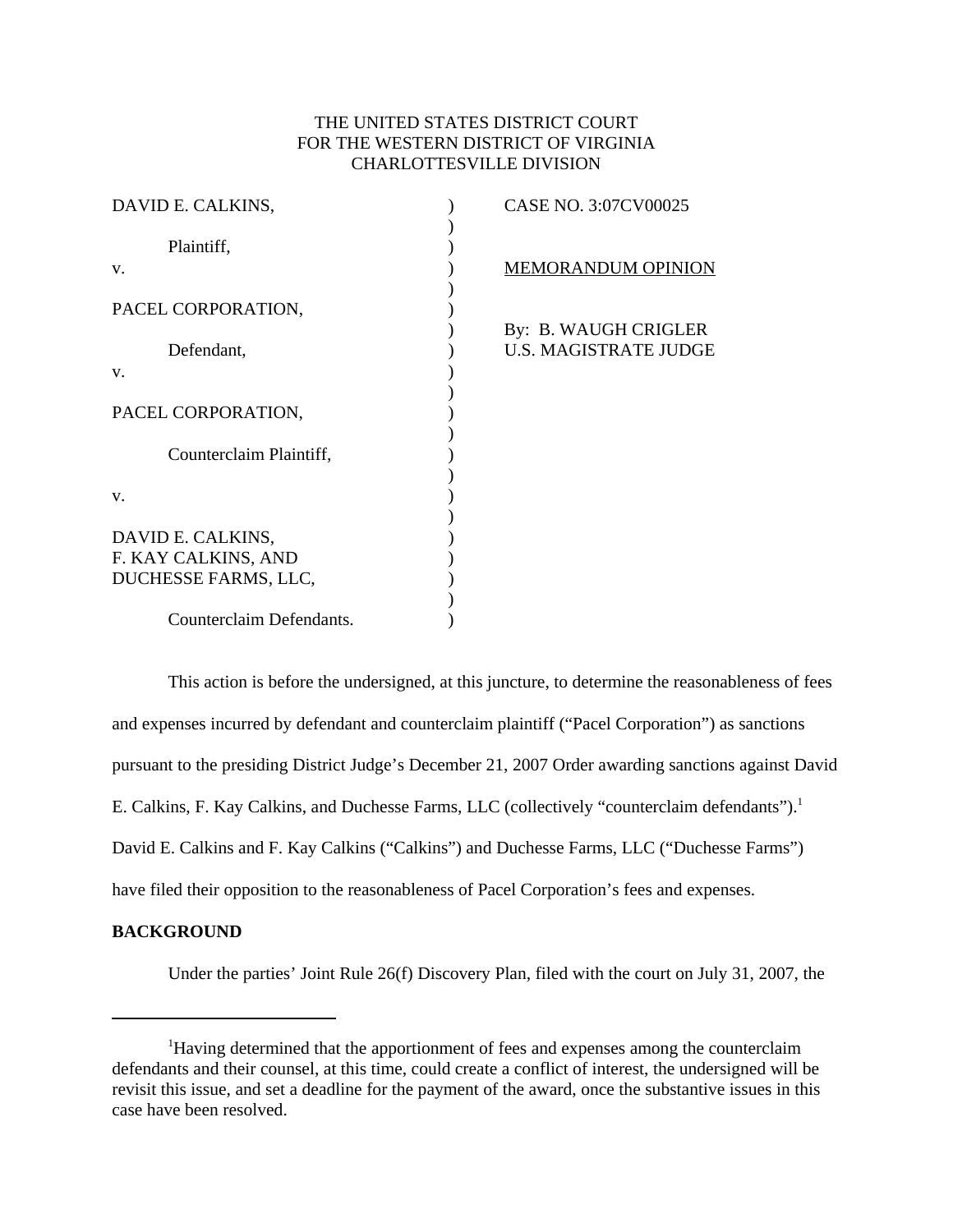THE UNITED STATES DISTRICT COURT
FOR THE WESTERN DISTRICT OF VIRGINIA
CHARLOTTESVILLE DIVISION

DAVID E. CALKINS,

Plaintiff,

v.

PACEL CORPORATION,

Defendant,

v.

PACEL CORPORATION,

Counterclaim Plaintiff,

v.

DAVID E. CALKINS,
F. KAY CALKINS, AND
DUCHESSE FARMS, LLC,

Counterclaim Defendants.

CASE NO. 3:07CV00025

MEMORANDUM OPINION

By: B. WAUGH CRIGLER
U.S. MAGISTRATE JUDGE

This action is before the undersigned, at this juncture, to determine the reasonableness of fees and expenses incurred by defendant and counterclaim plaintiff ("Pacel Corporation") as sanctions pursuant to the presiding District Judge's December 21, 2007 Order awarding sanctions against David E. Calkins, F. Kay Calkins, and Duchesse Farms, LLC (collectively "counterclaim defendants").[1] David E. Calkins and F. Kay Calkins ("Calkins") and Duchesse Farms, LLC ("Duchesse Farms") have filed their opposition to the reasonableness of Pacel Corporation's fees and expenses.

**BACKGROUND**

Under the parties' Joint Rule 26(f) Discovery Plan, filed with the court on July 31, 2007, the

[1]Having determined that the apportionment of fees and expenses among the counterclaim defendants and their counsel, at this time, could create a conflict of interest, the undersigned will be revisit this issue, and set a deadline for the payment of the award, once the substantive issues in this case have been resolved.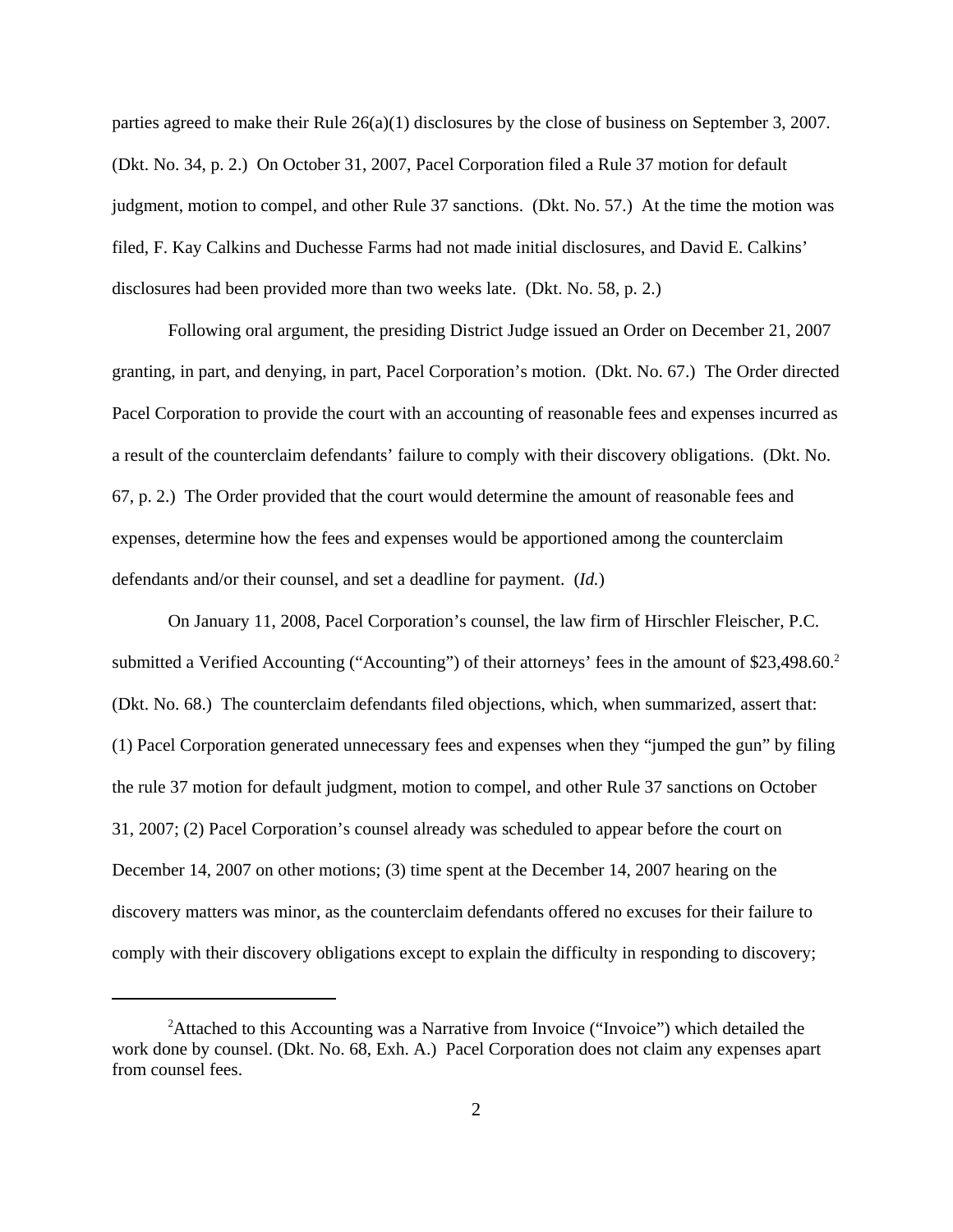parties agreed to make their Rule 26(a)(1) disclosures by the close of business on September 3, 2007. (Dkt. No. 34, p. 2.) On October 31, 2007, Pacel Corporation filed a Rule 37 motion for default judgment, motion to compel, and other Rule 37 sanctions. (Dkt. No. 57.) At the time the motion was filed, F. Kay Calkins and Duchesse Farms had not made initial disclosures, and David E. Calkins' disclosures had been provided more than two weeks late. (Dkt. No. 58, p. 2.)

Following oral argument, the presiding District Judge issued an Order on December 21, 2007 granting, in part, and denying, in part, Pacel Corporation's motion. (Dkt. No. 67.) The Order directed Pacel Corporation to provide the court with an accounting of reasonable fees and expenses incurred as a result of the counterclaim defendants' failure to comply with their discovery obligations. (Dkt. No. 67, p. 2.) The Order provided that the court would determine the amount of reasonable fees and expenses, determine how the fees and expenses would be apportioned among the counterclaim defendants and/or their counsel, and set a deadline for payment. (*Id.*)

On January 11, 2008, Pacel Corporation's counsel, the law firm of Hirschler Fleischer, P.C. submitted a Verified Accounting ("Accounting") of their attorneys' fees in the amount of $23,498.60.[2] (Dkt. No. 68.) The counterclaim defendants filed objections, which, when summarized, assert that: (1) Pacel Corporation generated unnecessary fees and expenses when they "jumped the gun" by filing the rule 37 motion for default judgment, motion to compel, and other Rule 37 sanctions on October 31, 2007; (2) Pacel Corporation's counsel already was scheduled to appear before the court on December 14, 2007 on other motions; (3) time spent at the December 14, 2007 hearing on the discovery matters was minor, as the counterclaim defendants offered no excuses for their failure to comply with their discovery obligations except to explain the difficulty in responding to discovery;

[2]Attached to this Accounting was a Narrative from Invoice ("Invoice") which detailed the work done by counsel. (Dkt. No. 68, Exh. A.) Pacel Corporation does not claim any expenses apart from counsel fees.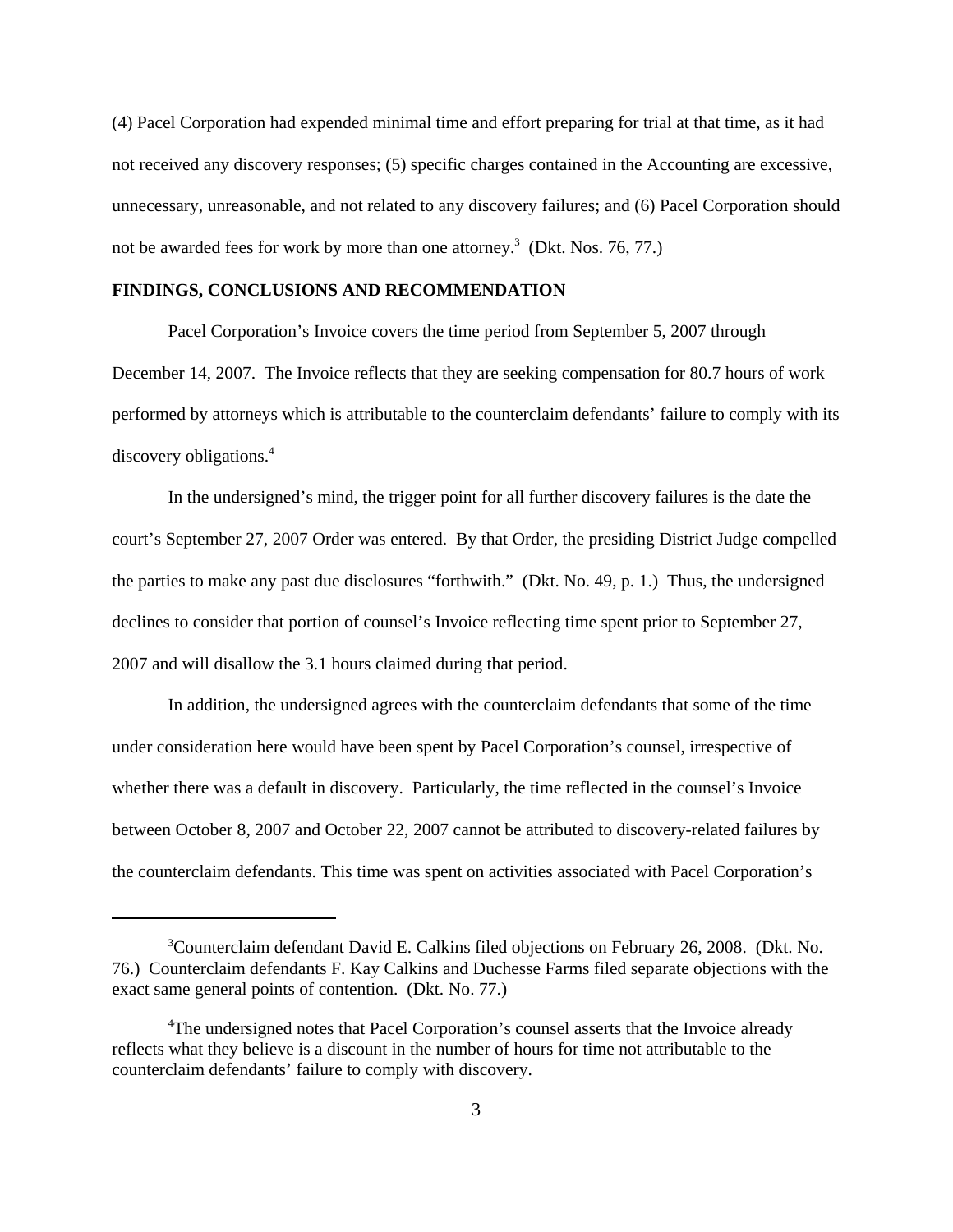(4) Pacel Corporation had expended minimal time and effort preparing for trial at that time, as it had not received any discovery responses; (5) specific charges contained in the Accounting are excessive, unnecessary, unreasonable, and not related to any discovery failures; and (6) Pacel Corporation should not be awarded fees for work by more than one attorney.[3] (Dkt. Nos. 76, 77.)

**FINDINGS, CONCLUSIONS AND RECOMMENDATION**

Pacel Corporation's Invoice covers the time period from September 5, 2007 through December 14, 2007. The Invoice reflects that they are seeking compensation for 80.7 hours of work performed by attorneys which is attributable to the counterclaim defendants' failure to comply with its discovery obligations.[4]

In the undersigned's mind, the trigger point for all further discovery failures is the date the court's September 27, 2007 Order was entered. By that Order, the presiding District Judge compelled the parties to make any past due disclosures "forthwith." (Dkt. No. 49, p. 1.) Thus, the undersigned declines to consider that portion of counsel's Invoice reflecting time spent prior to September 27, 2007 and will disallow the 3.1 hours claimed during that period.

In addition, the undersigned agrees with the counterclaim defendants that some of the time under consideration here would have been spent by Pacel Corporation's counsel, irrespective of whether there was a default in discovery. Particularly, the time reflected in the counsel's Invoice between October 8, 2007 and October 22, 2007 cannot be attributed to discovery-related failures by the counterclaim defendants. This time was spent on activities associated with Pacel Corporation's

---

[3] Counterclaim defendant David E. Calkins filed objections on February 26, 2008. (Dkt. No. 76.) Counterclaim defendants F. Kay Calkins and Duchesse Farms filed separate objections with the exact same general points of contention. (Dkt. No. 77.)

[4] The undersigned notes that Pacel Corporation's counsel asserts that the Invoice already reflects what they believe is a discount in the number of hours for time not attributable to the counterclaim defendants' failure to comply with discovery.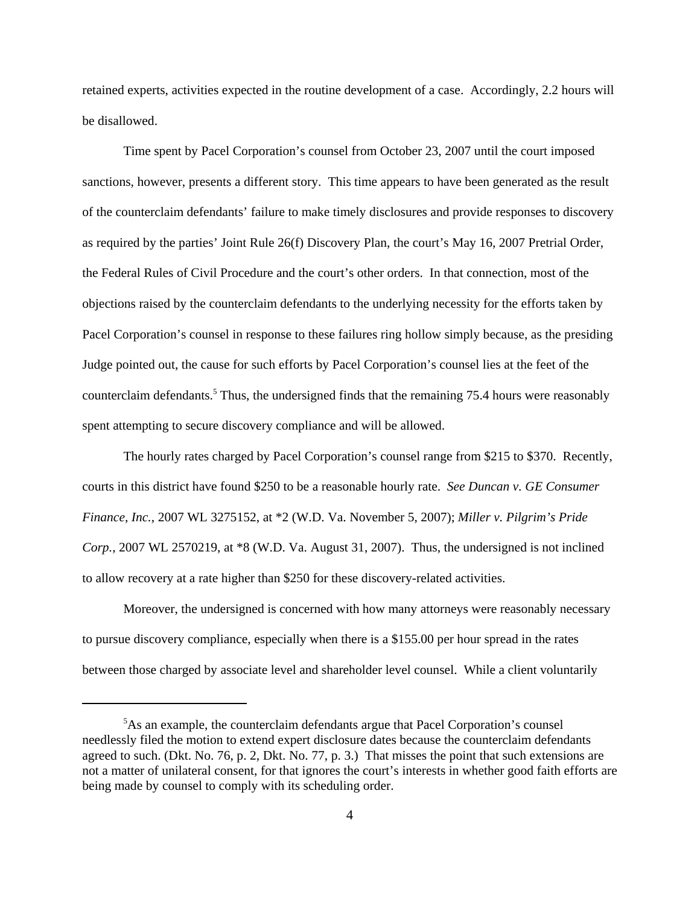retained experts, activities expected in the routine development of a case. Accordingly, 2.2 hours will be disallowed.

Time spent by Pacel Corporation's counsel from October 23, 2007 until the court imposed sanctions, however, presents a different story. This time appears to have been generated as the result of the counterclaim defendants' failure to make timely disclosures and provide responses to discovery as required by the parties' Joint Rule 26(f) Discovery Plan, the court's May 16, 2007 Pretrial Order, the Federal Rules of Civil Procedure and the court's other orders. In that connection, most of the objections raised by the counterclaim defendants to the underlying necessity for the efforts taken by Pacel Corporation's counsel in response to these failures ring hollow simply because, as the presiding Judge pointed out, the cause for such efforts by Pacel Corporation's counsel lies at the feet of the counterclaim defendants.[5] Thus, the undersigned finds that the remaining 75.4 hours were reasonably spent attempting to secure discovery compliance and will be allowed.

The hourly rates charged by Pacel Corporation's counsel range from $215 to $370. Recently, courts in this district have found $250 to be a reasonable hourly rate. *See Duncan v. GE Consumer Finance, Inc.*, 2007 WL 3275152, at *2 (W.D. Va. November 5, 2007); *Miller v. Pilgrim's Pride Corp.*, 2007 WL 2570219, at *8 (W.D. Va. August 31, 2007). Thus, the undersigned is not inclined to allow recovery at a rate higher than $250 for these discovery-related activities.

Moreover, the undersigned is concerned with how many attorneys were reasonably necessary to pursue discovery compliance, especially when there is a $155.00 per hour spread in the rates between those charged by associate level and shareholder level counsel. While a client voluntarily

---

[5] As an example, the counterclaim defendants argue that Pacel Corporation's counsel needlessly filed the motion to extend expert disclosure dates because the counterclaim defendants agreed to such. (Dkt. No. 76, p. 2, Dkt. No. 77, p. 3.) That misses the point that such extensions are not a matter of unilateral consent, for that ignores the court's interests in whether good faith efforts are being made by counsel to comply with its scheduling order.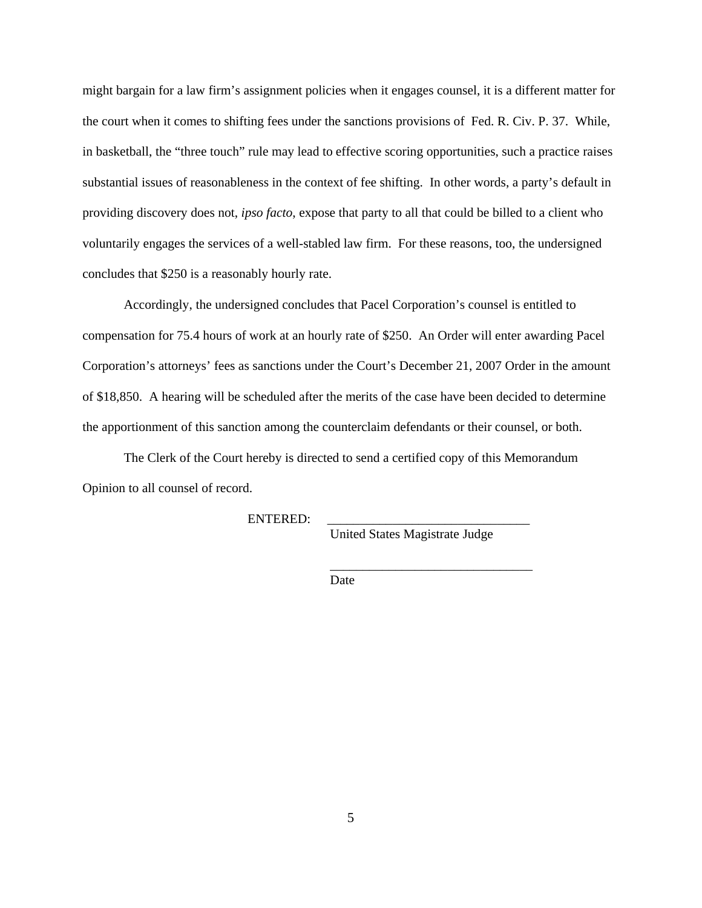might bargain for a law firm's assignment policies when it engages counsel, it is a different matter for the court when it comes to shifting fees under the sanctions provisions of Fed. R. Civ. P. 37. While, in basketball, the "three touch" rule may lead to effective scoring opportunities, such a practice raises substantial issues of reasonableness in the context of fee shifting. In other words, a party's default in providing discovery does not, *ipso facto*, expose that party to all that could be billed to a client who voluntarily engages the services of a well-stabled law firm. For these reasons, too, the undersigned concludes that $250 is a reasonably hourly rate.

Accordingly, the undersigned concludes that Pacel Corporation's counsel is entitled to compensation for 75.4 hours of work at an hourly rate of $250. An Order will enter awarding Pacel Corporation's attorneys' fees as sanctions under the Court's December 21, 2007 Order in the amount of $18,850. A hearing will be scheduled after the merits of the case have been decided to determine the apportionment of this sanction among the counterclaim defendants or their counsel, or both.

The Clerk of the Court hereby is directed to send a certified copy of this Memorandum Opinion to all counsel of record.

ENTERED: ______________________________
United States Magistrate Judge

______________________________
Date